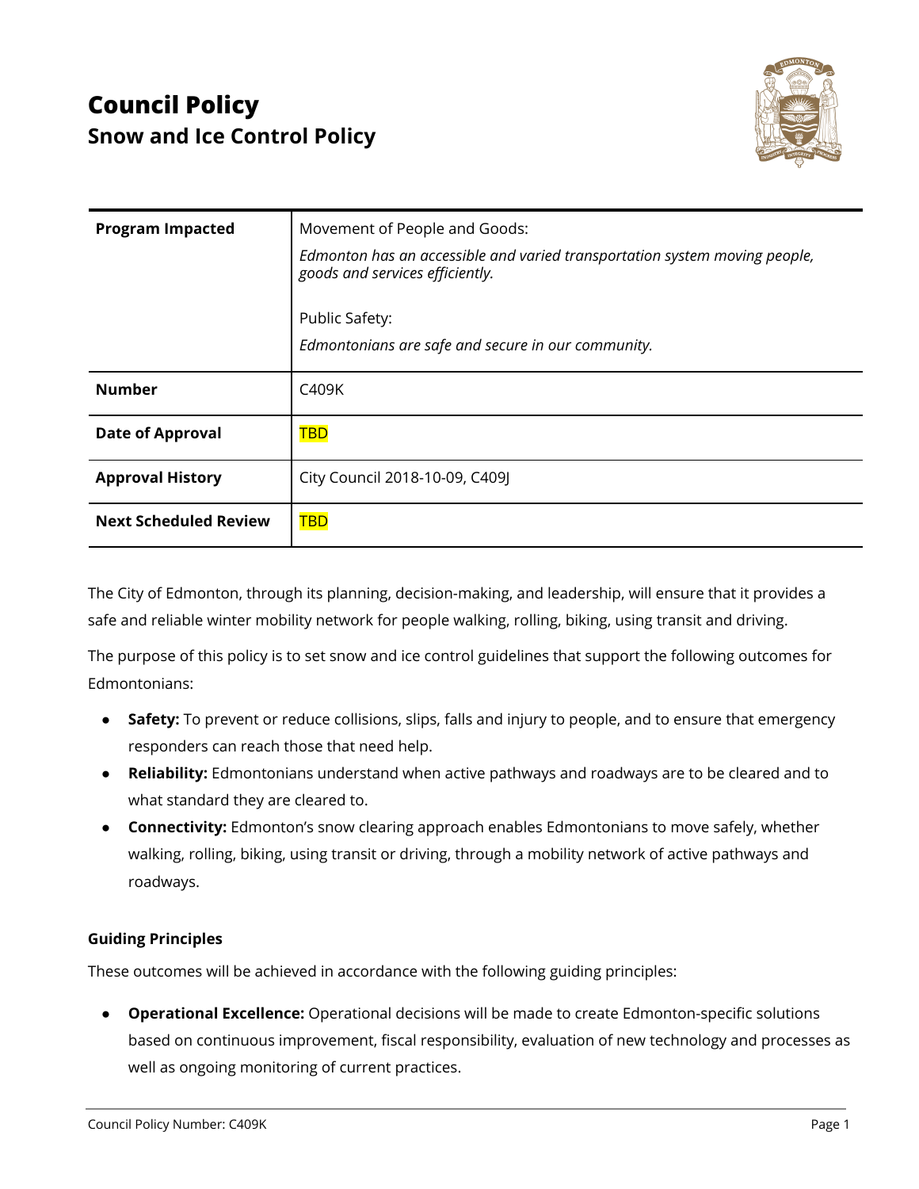# Council Policy

## Snow and Ice Control Policy

| Program Impacted | Movement of People and Goods:<br>*Edmonton has an accessible and varied transportation system moving people, goods and services efficiently.*<br><br>Public Safety:<br>*Edmontonians are safe and secure in our community.* |
|---|---|
| **Number** | C409K |
| **Date of Approval** | TBD |
| **Approval History** | City Council 2018-10-09, C409J |
| **Next Scheduled Review** | TBD |

The City of Edmonton, through its planning, decision-making, and leadership, will ensure that it provides a safe and reliable winter mobility network for people walking, rolling, biking, using transit and driving.

The purpose of this policy is to set snow and ice control guidelines that support the following outcomes for Edmontonians:

- **Safety:** To prevent or reduce collisions, slips, falls and injury to people, and to ensure that emergency responders can reach those that need help.
- **Reliability:** Edmontonians understand when active pathways and roadways are to be cleared and to what standard they are cleared to.
- **Connectivity:** Edmonton's snow clearing approach enables Edmontonians to move safely, whether walking, rolling, biking, using transit or driving, through a mobility network of active pathways and roadways.

**Guiding Principles**

These outcomes will be achieved in accordance with the following guiding principles:

- **Operational Excellence:** Operational decisions will be made to create Edmonton-specific solutions based on continuous improvement, fiscal responsibility, evaluation of new technology and processes as well as ongoing monitoring of current practices.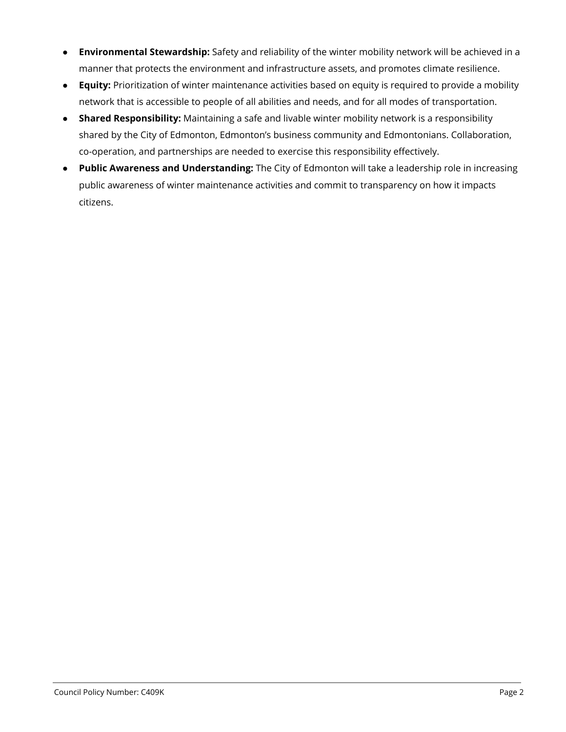- **Environmental Stewardship:** Safety and reliability of the winter mobility network will be achieved in a manner that protects the environment and infrastructure assets, and promotes climate resilience.
- **Equity:** Prioritization of winter maintenance activities based on equity is required to provide a mobility network that is accessible to people of all abilities and needs, and for all modes of transportation.
- **Shared Responsibility:** Maintaining a safe and livable winter mobility network is a responsibility shared by the City of Edmonton, Edmonton's business community and Edmontonians. Collaboration, co-operation, and partnerships are needed to exercise this responsibility effectively.
- **Public Awareness and Understanding:** The City of Edmonton will take a leadership role in increasing public awareness of winter maintenance activities and commit to transparency on how it impacts citizens.